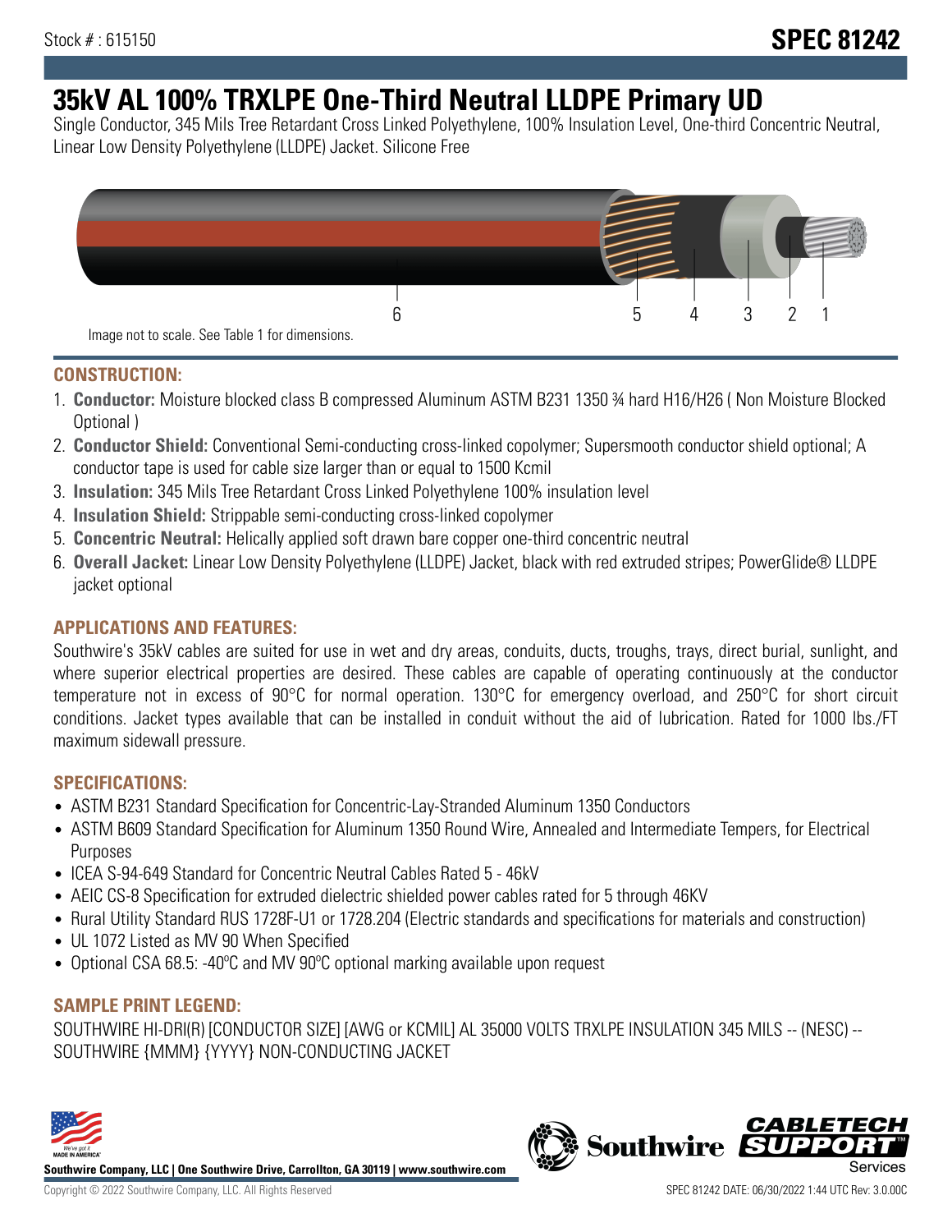Stock # : 615150

**SPEC 81242**

# 35kV AL 100% TRXLPE One-Third Neutral LLDPE Primary UD

Single Conductor, 345 Mils Tree Retardant Cross Linked Polyethylene, 100% Insulation Level, One-third Concentric Neutral, Linear Low Density Polyethylene (LLDPE) Jacket. Silicone Free

Image not to scale. See Table 1 for dimensions.

## CONSTRUCTION:

1. **Conductor:** Moisture blocked class B compressed Aluminum ASTM B231 1350 ¾ hard H16/H26 ( Non Moisture Blocked Optional )
2. **Conductor Shield:** Conventional Semi-conducting cross-linked copolymer; Supersmooth conductor shield optional; A conductor tape is used for cable size larger than or equal to 1500 Kcmil
3. **Insulation:** 345 Mils Tree Retardant Cross Linked Polyethylene 100% insulation level
4. **Insulation Shield:** Strippable semi-conducting cross-linked copolymer
5. **Concentric Neutral:** Helically applied soft drawn bare copper one-third concentric neutral
6. **Overall Jacket:** Linear Low Density Polyethylene (LLDPE) Jacket, black with red extruded stripes; PowerGlide® LLDPE jacket optional

## APPLICATIONS AND FEATURES:

Southwire's 35kV cables are suited for use in wet and dry areas, conduits, ducts, troughs, trays, direct burial, sunlight, and where superior electrical properties are desired. These cables are capable of operating continuously at the conductor temperature not in excess of 90°C for normal operation. 130°C for emergency overload, and 250°C for short circuit conditions. Jacket types available that can be installed in conduit without the aid of lubrication. Rated for 1000 lbs./FT maximum sidewall pressure.

## SPECIFICATIONS:

- ASTM B231 Standard Specification for Concentric-Lay-Stranded Aluminum 1350 Conductors
- ASTM B609 Standard Specification for Aluminum 1350 Round Wire, Annealed and Intermediate Tempers, for Electrical Purposes
- ICEA S-94-649 Standard for Concentric Neutral Cables Rated 5 - 46kV
- AEIC CS-8 Specification for extruded dielectric shielded power cables rated for 5 through 46KV
- Rural Utility Standard RUS 1728F-U1 or 1728.204 (Electric standards and specifications for materials and construction)
- UL 1072 Listed as MV 90 When Specified
- Optional CSA 68.5: -40ºC and MV 90ºC optional marking available upon request

## SAMPLE PRINT LEGEND:

SOUTHWIRE HI-DRI(R) [CONDUCTOR SIZE] [AWG or KCMIL] AL 35000 VOLTS TRXLPE INSULATION 345 MILS -- (NESC) -- SOUTHWIRE {MMM} {YYYY} NON-CONDUCTING JACKET

**Southwire Company, LLC | One Southwire Drive, Carrollton, GA 30119 | www.southwire.com**

Copyright © 2022 Southwire Company, LLC. All Rights Reserved

SPEC 81242 DATE: 06/30/2022 1:44 UTC Rev: 3.0.00C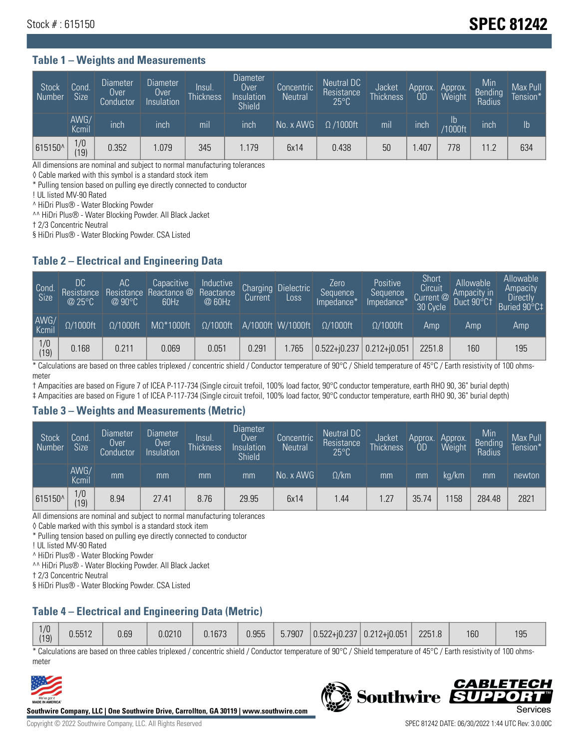Stock # : 615150

# SPEC 81242

## Table 1 – Weights and Measurements

| Stock Number | Cond. Size | Diameter Over Conductor | Diameter Over Insulation | Insul. Thickness | Diameter Over Insulation Shield | Concentric Neutral | Neutral DC Resistance 25°C | Jacket Thickness | Approx. OD | Approx. Weight | Min Bending Radius | Max Pull Tension* |
|---|---|---|---|---|---|---|---|---|---|---|---|---|
| | AWG/ Kcmil | inch | inch | mil | inch | No. x AWG | Ω /1000ft | mil | inch | lb /1000ft | inch | lb |
| 615150^ | 1/0 (19) | 0.352 | 1.079 | 345 | 1.179 | 6x14 | 0.438 | 50 | 1.407 | 778 | 11.2 | 634 |

All dimensions are nominal and subject to normal manufacturing tolerances

◊ Cable marked with this symbol is a standard stock item

* Pulling tension based on pulling eye directly connected to conductor

! UL listed MV-90 Rated

^ HiDri Plus® - Water Blocking Powder

^^ HiDri Plus® - Water Blocking Powder. All Black Jacket

† 2/3 Concentric Neutral

§ HiDri Plus® - Water Blocking Powder. CSA Listed

## Table 2 – Electrical and Engineering Data

| Cond. Size | DC Resistance @ 25°C | AC Resistance @ 90°C | Capacitive Reactance @ 60Hz | Inductive Reactance @ 60Hz | Charging Current | Dielectric Loss | Zero Sequence Impedance* | Positive Sequence Impedance* | Short Circuit Current @ 30 Cycle | Allowable Ampacity in Duct 90°C† | Allowable Ampacity Directly Buried 90°C‡ |
|---|---|---|---|---|---|---|---|---|---|---|---|
| AWG/ Kcmil | Ω/1000ft | Ω/1000ft | MΩ*1000ft | Ω/1000ft | A/1000ft | W/1000ft | Ω/1000ft | Ω/1000ft | Amp | Amp | Amp |
| 1/0 (19) | 0.168 | 0.211 | 0.069 | 0.051 | 0.291 | 1.765 | 0.522+j0.237 | 0.212+j0.051 | 2251.8 | 160 | 195 |

* Calculations are based on three cables triplexed / concentric shield / Conductor temperature of 90°C / Shield temperature of 45°C / Earth resistivity of 100 ohms-meter

† Ampacities are based on Figure 7 of ICEA P-117-734 (Single circuit trefoil, 100% load factor, 90°C conductor temperature, earth RHO 90, 36" burial depth)

‡ Ampacities are based on Figure 1 of ICEA P-117-734 (Single circuit trefoil, 100% load factor, 90°C conductor temperature, earth RHO 90, 36" burial depth)

## Table 3 – Weights and Measurements (Metric)

| Stock Number | Cond. Size | Diameter Over Conductor | Diameter Over Insulation | Insul. Thickness | Diameter Over Insulation Shield | Concentric Neutral | Neutral DC Resistance 25°C | Jacket Thickness | Approx. OD | Approx. Weight | Min Bending Radius | Max Pull Tension* |
|---|---|---|---|---|---|---|---|---|---|---|---|---|
| | AWG/ Kcmil | mm | mm | mm | mm | No. x AWG | Ω/km | mm | mm | kg/km | mm | newton |
| 615150^ | 1/0 (19) | 8.94 | 27.41 | 8.76 | 29.95 | 6x14 | 1.44 | 1.27 | 35.74 | 1158 | 284.48 | 2821 |

All dimensions are nominal and subject to normal manufacturing tolerances

◊ Cable marked with this symbol is a standard stock item

* Pulling tension based on pulling eye directly connected to conductor

! UL listed MV-90 Rated

^ HiDri Plus® - Water Blocking Powder

^^ HiDri Plus® - Water Blocking Powder. All Black Jacket

† 2/3 Concentric Neutral

§ HiDri Plus® - Water Blocking Powder. CSA Listed

## Table 4 – Electrical and Engineering Data (Metric)

| | | | | | | | | | | | |
|---|---|---|---|---|---|---|---|---|---|---|---|
| 1/0 (19) | 0.5512 | 0.69 | 0.0210 | 0.1673 | 0.955 | 5.7907 | 0.522+j0.237 | 0.212+j0.051 | 2251.8 | 160 | 195 |

* Calculations are based on three cables triplexed / concentric shield / Conductor temperature of 90°C / Shield temperature of 45°C / Earth resistivity of 100 ohms-meter

Southwire Company, LLC | One Southwire Drive, Carrollton, GA 30119 | www.southwire.com

Copyright © 2022 Southwire Company, LLC. All Rights Reserved

SPEC 81242 DATE: 06/30/2022 1:44 UTC Rev: 3.0.00C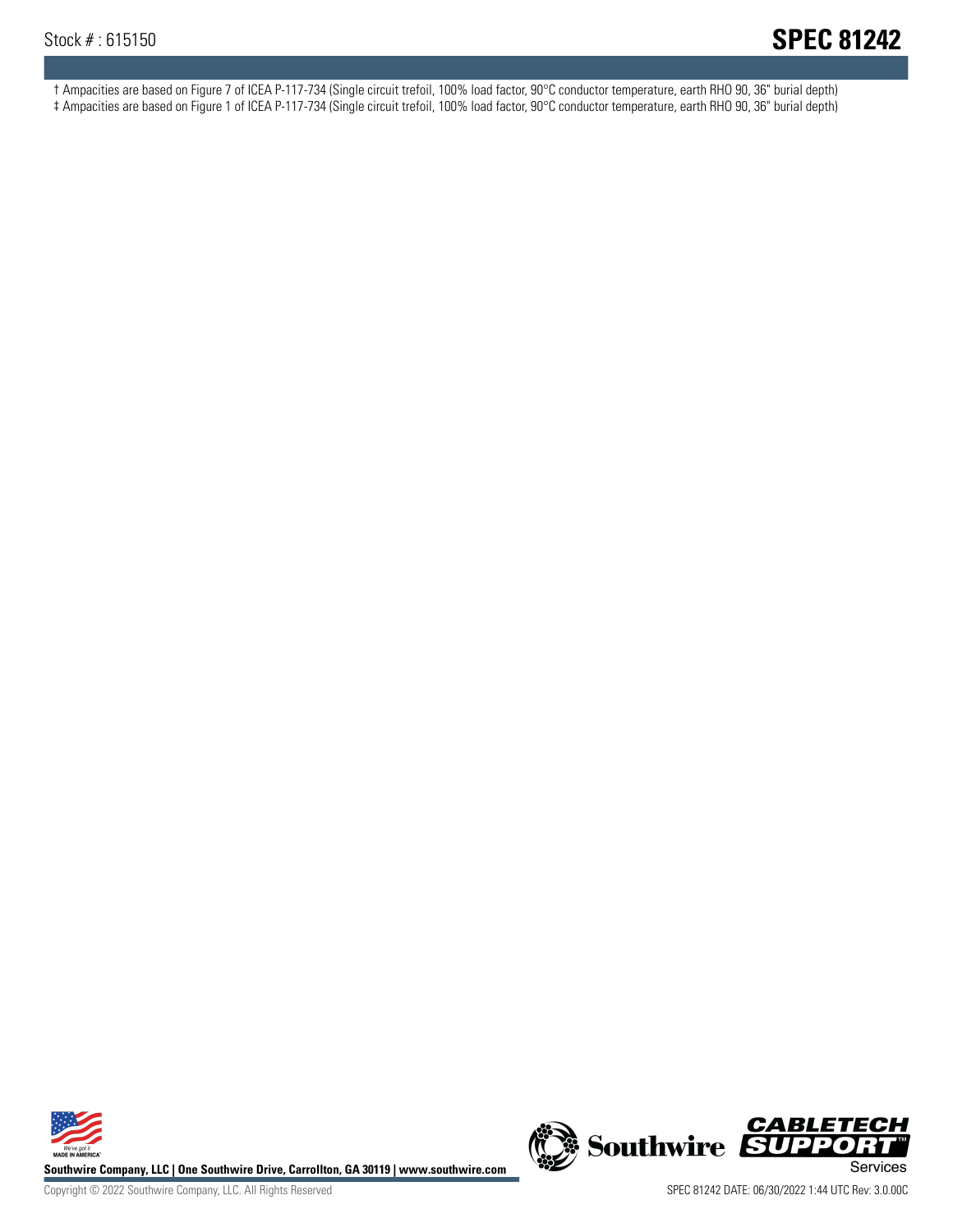† Ampacities are based on Figure 7 of ICEA P-117-734 (Single circuit trefoil, 100% load factor, 90°C conductor temperature, earth RHO 90, 36" burial depth)

‡ Ampacities are based on Figure 1 of ICEA P-117-734 (Single circuit trefoil, 100% load factor, 90°C conductor temperature, earth RHO 90, 36" burial depth)